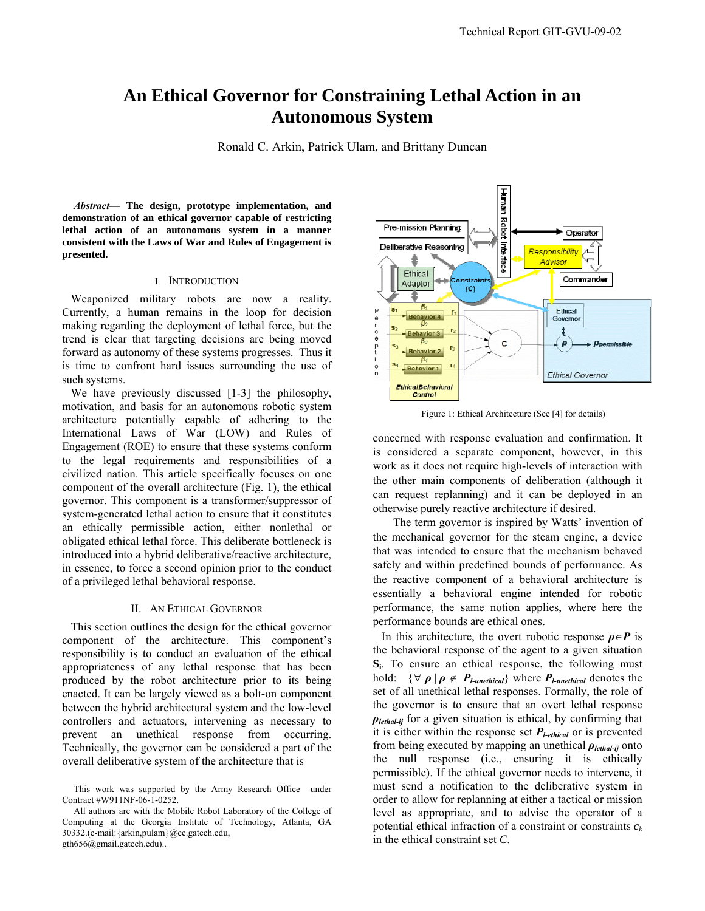Technical Report GIT-GVU-09-02

# An Ethical Governor for Constraining Lethal Action in an Autonomous System

Ronald C. Arkin, Patrick Ulam, and Brittany Duncan

***Abstract*— The design, prototype implementation, and demonstration of an ethical governor capable of restricting lethal action of an autonomous system in a manner consistent with the Laws of War and Rules of Engagement is presented.**

## I. Introduction

Weaponized military robots are now a reality. Currently, a human remains in the loop for decision making regarding the deployment of lethal force, but the trend is clear that targeting decisions are being moved forward as autonomy of these systems progresses. Thus it is time to confront hard issues surrounding the use of such systems.

We have previously discussed [1-3] the philosophy, motivation, and basis for an autonomous robotic system architecture potentially capable of adhering to the International Laws of War (LOW) and Rules of Engagement (ROE) to ensure that these systems conform to the legal requirements and responsibilities of a civilized nation. This article specifically focuses on one component of the overall architecture (Fig. 1), the ethical governor. This component is a transformer/suppressor of system-generated lethal action to ensure that it constitutes an ethically permissible action, either nonlethal or obligated ethical lethal force. This deliberate bottleneck is introduced into a hybrid deliberative/reactive architecture, in essence, to force a second opinion prior to the conduct of a privileged lethal behavioral response.

## II. An Ethical Governor

This section outlines the design for the ethical governor component of the architecture. This component's responsibility is to conduct an evaluation of the ethical appropriateness of any lethal response that has been produced by the robot architecture prior to its being enacted. It can be largely viewed as a bolt-on component between the hybrid architectural system and the low-level controllers and actuators, intervening as necessary to prevent an unethical response from occurring. Technically, the governor can be considered a part of the overall deliberative system of the architecture that is concerned with response evaluation and confirmation. It is considered a separate component, however, in this work as it does not require high-levels of interaction with the other main components of deliberation (although it can request replanning) and it can be deployed in an otherwise purely reactive architecture if desired.

Figure 1: Ethical Architecture (See [4] for details)

The term governor is inspired by Watts' invention of the mechanical governor for the steam engine, a device that was intended to ensure that the mechanism behaved safely and within predefined bounds of performance. As the reactive component of a behavioral architecture is essentially a behavioral engine intended for robotic performance, the same notion applies, where here the performance bounds are ethical ones.

In this architecture, the overt robotic response $\boldsymbol{\rho} \in \boldsymbol{P}$ is the behavioral response of the agent to a given situation $\mathbf{S_i}$. To ensure an ethical response, the following must hold: $\{\forall\, \boldsymbol{\rho} \mid \boldsymbol{\rho} \notin \boldsymbol{P}_{l\text{-}unethical}\}$ where $\boldsymbol{P}_{l\text{-}unethical}$ denotes the set of all unethical lethal responses. Formally, the role of the governor is to ensure that an overt lethal response $\boldsymbol{\rho}_{lethal\text{-}ij}$ for a given situation is ethical, by confirming that it is either within the response set $\boldsymbol{P}_{l\text{-}ethical}$ or is prevented from being executed by mapping an unethical $\boldsymbol{\rho}_{lethal\text{-}ij}$ onto the null response (i.e., ensuring it is ethically permissible). If the ethical governor needs to intervene, it must send a notification to the deliberative system in order to allow for replanning at either a tactical or mission level as appropriate, and to advise the operator of a potential ethical infraction of a constraint or constraints $c_k$ in the ethical constraint set $C$.

This work was supported by the Army Research Office under Contract #W911NF-06-1-0252.

All authors are with the Mobile Robot Laboratory of the College of Computing at the Georgia Institute of Technology, Atlanta, GA 30332.(e-mail:{arkin,pulam}@cc.gatech.edu, gth656@gmail.gatech.edu)..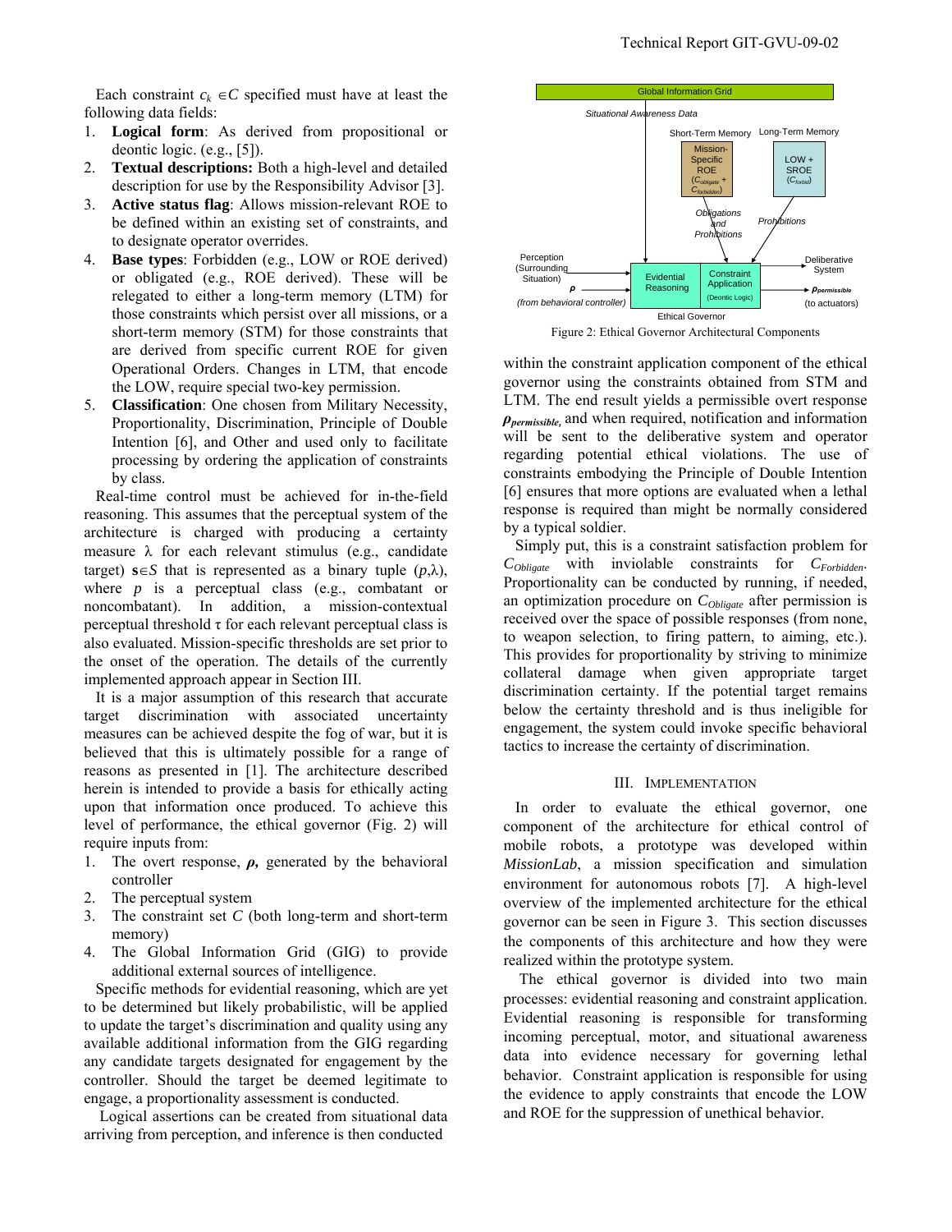Each constraint $c_k \in C$ specified must have at least the following data fields:

1. **Logical form**: As derived from propositional or deontic logic. (e.g., [5]).
2. **Textual descriptions:** Both a high-level and detailed description for use by the Responsibility Advisor [3].
3. **Active status flag**: Allows mission-relevant ROE to be defined within an existing set of constraints, and to designate operator overrides.
4. **Base types**: Forbidden (e.g., LOW or ROE derived) or obligated (e.g., ROE derived). These will be relegated to either a long-term memory (LTM) for those constraints which persist over all missions, or a short-term memory (STM) for those constraints that are derived from specific current ROE for given Operational Orders. Changes in LTM, that encode the LOW, require special two-key permission.
5. **Classification**: One chosen from Military Necessity, Proportionality, Discrimination, Principle of Double Intention [6], and Other and used only to facilitate processing by ordering the application of constraints by class.

Real-time control must be achieved for in-the-field reasoning. This assumes that the perceptual system of the architecture is charged with producing a certainty measure $\lambda$ for each relevant stimulus (e.g., candidate target) $\mathbf{s} \in S$ that is represented as a binary tuple $(p,\lambda)$, where $p$ is a perceptual class (e.g., combatant or noncombatant). In addition, a mission-contextual perceptual threshold $\tau$ for each relevant perceptual class is also evaluated. Mission-specific thresholds are set prior to the onset of the operation. The details of the currently implemented approach appear in Section III.

It is a major assumption of this research that accurate target discrimination with associated uncertainty measures can be achieved despite the fog of war, but it is believed that this is ultimately possible for a range of reasons as presented in [1]. The architecture described herein is intended to provide a basis for ethically acting upon that information once produced. To achieve this level of performance, the ethical governor (Fig. 2) will require inputs from:

1. The overt response, $\boldsymbol{\rho}$, generated by the behavioral controller
2. The perceptual system
3. The constraint set $C$ (both long-term and short-term memory)
4. The Global Information Grid (GIG) to provide additional external sources of intelligence.

Specific methods for evidential reasoning, which are yet to be determined but likely probabilistic, will be applied to update the target's discrimination and quality using any available additional information from the GIG regarding any candidate targets designated for engagement by the controller. Should the target be deemed legitimate to engage, a proportionality assessment is conducted.

Logical assertions can be created from situational data arriving from perception, and inference is then conducted

Figure 2: Ethical Governor Architectural Components

within the constraint application component of the ethical governor using the constraints obtained from STM and LTM. The end result yields a permissible overt response $\boldsymbol{\rho}_{permissible}$, and when required, notification and information will be sent to the deliberative system and operator regarding potential ethical violations. The use of constraints embodying the Principle of Double Intention [6] ensures that more options are evaluated when a lethal response is required than might be normally considered by a typical soldier.

Simply put, this is a constraint satisfaction problem for $C_{Obligate}$ with inviolable constraints for $C_{Forbidden}$. Proportionality can be conducted by running, if needed, an optimization procedure on $C_{Obligate}$ after permission is received over the space of possible responses (from none, to weapon selection, to firing pattern, to aiming, etc.). This provides for proportionality by striving to minimize collateral damage when given appropriate target discrimination certainty. If the potential target remains below the certainty threshold and is thus ineligible for engagement, the system could invoke specific behavioral tactics to increase the certainty of discrimination.

## III. Implementation

In order to evaluate the ethical governor, one component of the architecture for ethical control of mobile robots, a prototype was developed within *MissionLab*, a mission specification and simulation environment for autonomous robots [7]. A high-level overview of the implemented architecture for the ethical governor can be seen in Figure 3. This section discusses the components of this architecture and how they were realized within the prototype system.

The ethical governor is divided into two main processes: evidential reasoning and constraint application. Evidential reasoning is responsible for transforming incoming perceptual, motor, and situational awareness data into evidence necessary for governing lethal behavior. Constraint application is responsible for using the evidence to apply constraints that encode the LOW and ROE for the suppression of unethical behavior.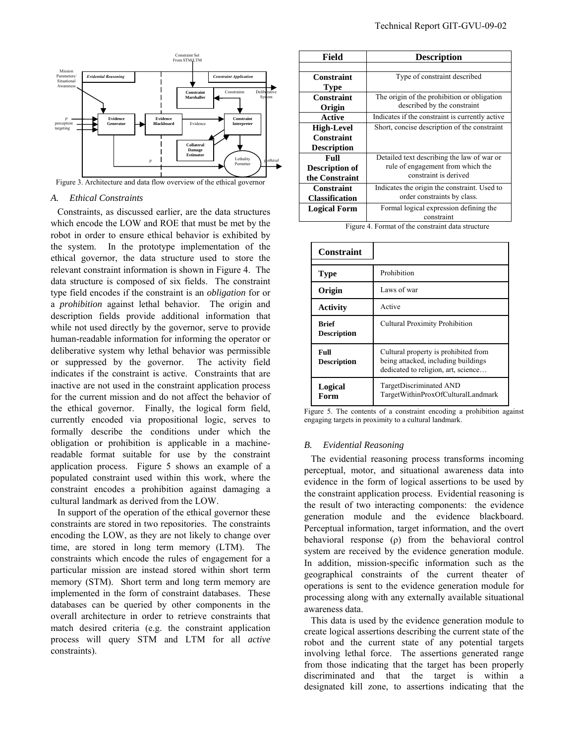Figure 3. Architecture and data flow overview of the ethical governor

### A. Ethical Constraints

Constraints, as discussed earlier, are the data structures which encode the LOW and ROE that must be met by the robot in order to ensure ethical behavior is exhibited by the system. In the prototype implementation of the ethical governor, the data structure used to store the relevant constraint information is shown in Figure 4. The data structure is composed of six fields. The constraint type field encodes if the constraint is an *obligation* for or a *prohibition* against lethal behavior. The origin and description fields provide additional information that while not used directly by the governor, serve to provide human-readable information for informing the operator or deliberative system why lethal behavior was permissible or suppressed by the governor. The activity field indicates if the constraint is active. Constraints that are inactive are not used in the constraint application process for the current mission and do not affect the behavior of the ethical governor. Finally, the logical form field, currently encoded via propositional logic, serves to formally describe the conditions under which the obligation or prohibition is applicable in a machine-readable format suitable for use by the constraint application process. Figure 5 shows an example of a populated constraint used within this work, where the constraint encodes a prohibition against damaging a cultural landmark as derived from the LOW.

In support of the operation of the ethical governor these constraints are stored in two repositories. The constraints encoding the LOW, as they are not likely to change over time, are stored in long term memory (LTM). The constraints which encode the rules of engagement for a particular mission are instead stored within short term memory (STM). Short term and long term memory are implemented in the form of constraint databases. These databases can be queried by other components in the overall architecture in order to retrieve constraints that match desired criteria (e.g. the constraint application process will query STM and LTM for all *active* constraints).

| Field | Description |
|---|---|
| | |
| **Constraint Type** | Type of constraint described |
| **Constraint Origin** | The origin of the prohibition or obligation described by the constraint |
| **Active** | Indicates if the constraint is currently active |
| **High-Level Constraint Description** | Short, concise description of the constraint |
| **Full Description of the Constraint** | Detailed text describing the law of war or rule of engagement from which the constraint is derived |
| **Constraint Classification** | Indicates the origin the constraint. Used to order constraints by class. |
| **Logical Form** | Formal logical expression defining the constraint |

Figure 4. Format of the constraint data structure

| Constraint | |
|---|---|
| **Type** | Prohibition |
| **Origin** | Laws of war |
| **Activity** | Active |
| **Brief Description** | Cultural Proximity Prohibition |
| **Full Description** | Cultural property is prohibited from being attacked, including buildings dedicated to religion, art, science… |
| **Logical Form** | TargetDiscriminated AND TargetWithinProxOfCulturalLandmark |

Figure 5. The contents of a constraint encoding a prohibition against engaging targets in proximity to a cultural landmark.

### B. Evidential Reasoning

The evidential reasoning process transforms incoming perceptual, motor, and situational awareness data into evidence in the form of logical assertions to be used by the constraint application process. Evidential reasoning is the result of two interacting components: the evidence generation module and the evidence blackboard. Perceptual information, target information, and the overt behavioral response ($\rho$) from the behavioral control system are received by the evidence generation module. In addition, mission-specific information such as the geographical constraints of the current theater of operations is sent to the evidence generation module for processing along with any externally available situational awareness data.

This data is used by the evidence generation module to create logical assertions describing the current state of the robot and the current state of any potential targets involving lethal force. The assertions generated range from those indicating that the target has been properly discriminated and that the target is within a designated kill zone, to assertions indicating that the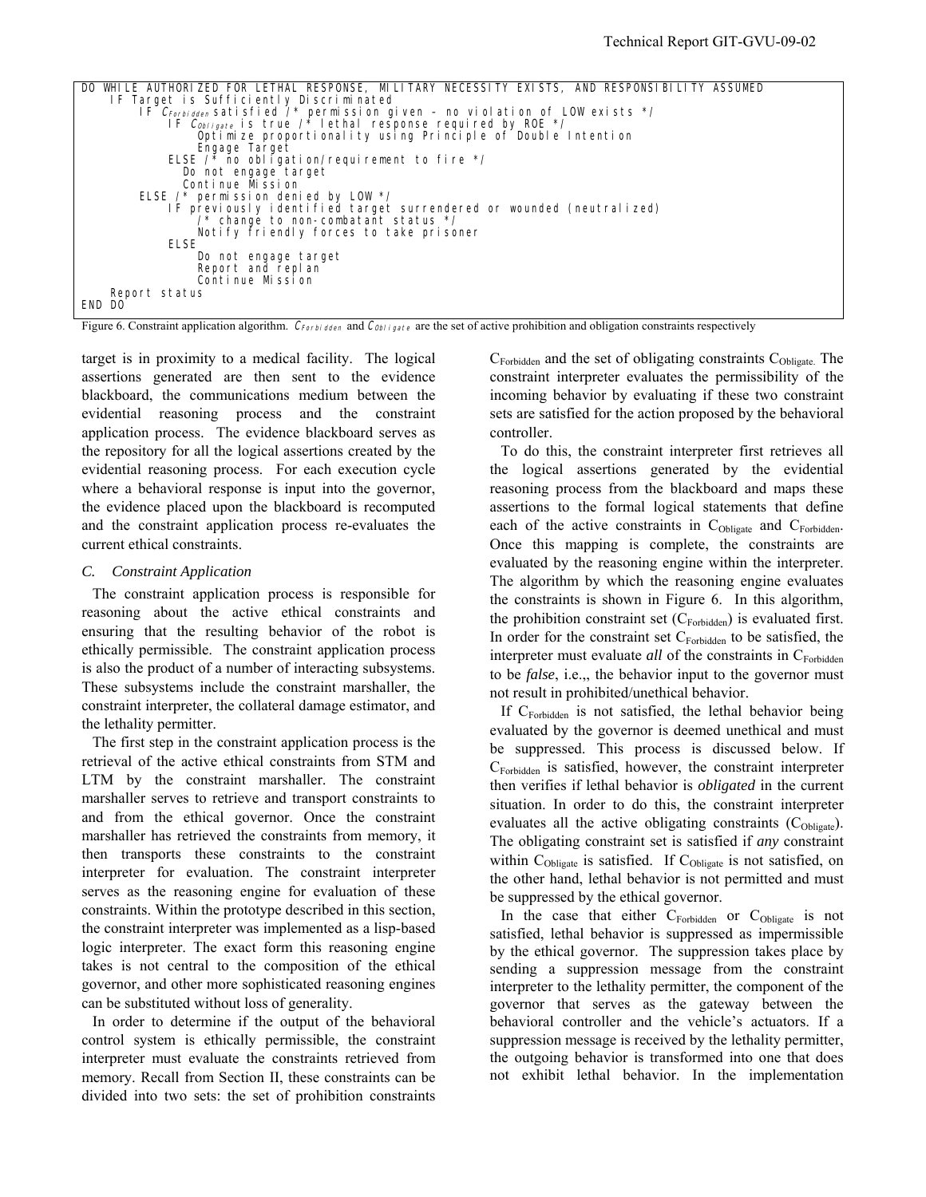```
DO WHILE AUTHORIZED FOR LETHAL RESPONSE, MILITARY NECESSITY EXISTS, AND RESPONSIBILITY ASSUMED
    IF Target is Sufficiently Discriminated
        IF C_Forbidden satisfied /* permission given – no violation of LOW exists */
            IF C_Obligate is true /* lethal response required by ROE */
                Optimize proportionality using Principle of Double Intention
                Engage Target
            ELSE /* no obligation/requirement to fire */
              Do not engage target
              Continue Mission
        ELSE /* permission denied by LOW */
            IF previously identified target surrendered or wounded (neutralized)
                /* change to non-combatant status */
                Notify friendly forces to take prisoner
            ELSE
                Do not engage target
                Report and replan
                Continue Mission
    Report status
END DO
```

Figure 6. Constraint application algorithm. $C_{Forbidden}$ and $C_{Obligate}$ are the set of active prohibition and obligation constraints respectively

target is in proximity to a medical facility. The logical assertions generated are then sent to the evidence blackboard, the communications medium between the evidential reasoning process and the constraint application process. The evidence blackboard serves as the repository for all the logical assertions created by the evidential reasoning process. For each execution cycle where a behavioral response is input into the governor, the evidence placed upon the blackboard is recomputed and the constraint application process re-evaluates the current ethical constraints.

### C. *Constraint Application*

The constraint application process is responsible for reasoning about the active ethical constraints and ensuring that the resulting behavior of the robot is ethically permissible. The constraint application process is also the product of a number of interacting subsystems. These subsystems include the constraint marshaller, the constraint interpreter, the collateral damage estimator, and the lethality permitter.

The first step in the constraint application process is the retrieval of the active ethical constraints from STM and LTM by the constraint marshaller. The constraint marshaller serves to retrieve and transport constraints to and from the ethical governor. Once the constraint marshaller has retrieved the constraints from memory, it then transports these constraints to the constraint interpreter for evaluation. The constraint interpreter serves as the reasoning engine for evaluation of these constraints. Within the prototype described in this section, the constraint interpreter was implemented as a lisp-based logic interpreter. The exact form this reasoning engine takes is not central to the composition of the ethical governor, and other more sophisticated reasoning engines can be substituted without loss of generality.

In order to determine if the output of the behavioral control system is ethically permissible, the constraint interpreter must evaluate the constraints retrieved from memory. Recall from Section II, these constraints can be divided into two sets: the set of prohibition constraints $C_{Forbidden}$ and the set of obligating constraints $C_{Obligate}$. The constraint interpreter evaluates the permissibility of the incoming behavior by evaluating if these two constraint sets are satisfied for the action proposed by the behavioral controller.

To do this, the constraint interpreter first retrieves all the logical assertions generated by the evidential reasoning process from the blackboard and maps these assertions to the formal logical statements that define each of the active constraints in $C_{Obligate}$ and $C_{Forbidden}$. Once this mapping is complete, the constraints are evaluated by the reasoning engine within the interpreter. The algorithm by which the reasoning engine evaluates the constraints is shown in Figure 6. In this algorithm, the prohibition constraint set ($C_{Forbidden}$) is evaluated first. In order for the constraint set $C_{Forbidden}$ to be satisfied, the interpreter must evaluate *all* of the constraints in $C_{Forbidden}$ to be *false*, i.e.,, the behavior input to the governor must not result in prohibited/unethical behavior.

If $C_{Forbidden}$ is not satisfied, the lethal behavior being evaluated by the governor is deemed unethical and must be suppressed. This process is discussed below. If $C_{Forbidden}$ is satisfied, however, the constraint interpreter then verifies if lethal behavior is *obligated* in the current situation. In order to do this, the constraint interpreter evaluates all the active obligating constraints ($C_{Obligate}$). The obligating constraint set is satisfied if *any* constraint within $C_{Obligate}$ is satisfied. If $C_{Obligate}$ is not satisfied, on the other hand, lethal behavior is not permitted and must be suppressed by the ethical governor.

In the case that either $C_{Forbidden}$ or $C_{Obligate}$ is not satisfied, lethal behavior is suppressed as impermissible by the ethical governor. The suppression takes place by sending a suppression message from the constraint interpreter to the lethality permitter, the component of the governor that serves as the gateway between the behavioral controller and the vehicle's actuators. If a suppression message is received by the lethality permitter, the outgoing behavior is transformed into one that does not exhibit lethal behavior. In the implementation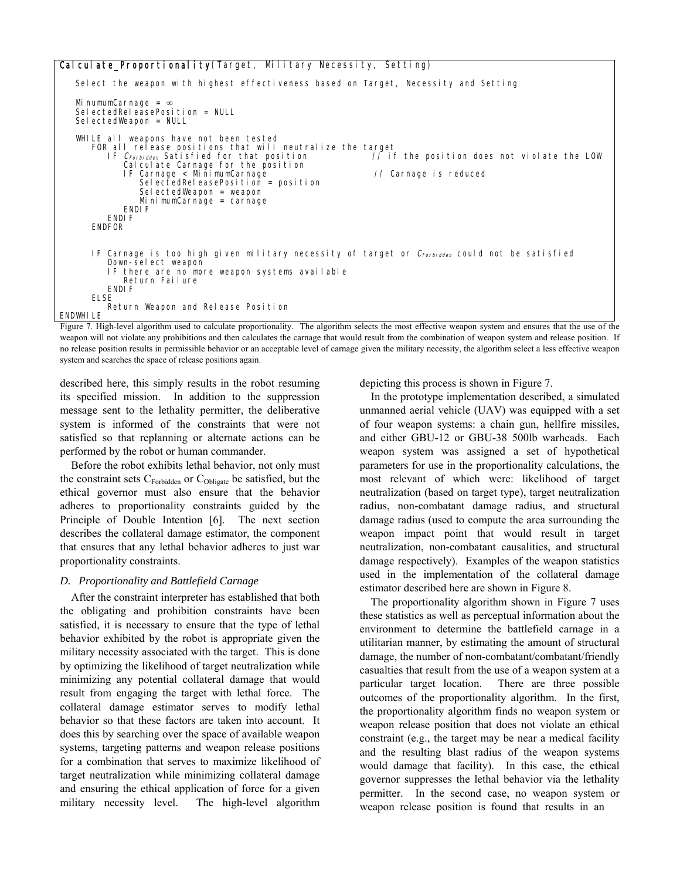```
Calculate_Proportionality(Target, Military Necessity, Setting)

   Select the weapon with highest effectiveness based on Target, Necessity and Setting

   MinumumCarnage = ∞
   SelectedReleasePosition = NULL
   SelectedWeapon = NULL

   WHILE all weapons have not been tested
      FOR all release positions that will neutralize the target
         IF C_Forbidden Satisfied for that position          // if the position does not violate the LOW
            Calculate Carnage for the position
            IF Carnage < MinimumCarnage                       // Carnage is reduced
               SelectedReleasePosition = position
               SelectedWeapon = weapon
               MinimumCarnage = carnage
            ENDIF
         ENDIF
      ENDFOR


      IF Carnage is too high given military necessity of target or C_Forbidden could not be satisfied
         Down-select weapon
         IF there are no more weapon systems available
            Return Failure
         ENDIF
      ELSE
         Return Weapon and Release Position
ENDWHILE
```

Figure 7. High-level algorithm used to calculate proportionality. The algorithm selects the most effective weapon system and ensures that the use of the weapon will not violate any prohibitions and then calculates the carnage that would result from the combination of weapon system and release position. If no release position results in permissible behavior or an acceptable level of carnage given the military necessity, the algorithm select a less effective weapon system and searches the space of release positions again.

described here, this simply results in the robot resuming its specified mission. In addition to the suppression message sent to the lethality permitter, the deliberative system is informed of the constraints that were not satisfied so that replanning or alternate actions can be performed by the robot or human commander.

Before the robot exhibits lethal behavior, not only must the constraint sets $C_{Forbidden}$ or $C_{Obligate}$ be satisfied, but the ethical governor must also ensure that the behavior adheres to proportionality constraints guided by the Principle of Double Intention [6]. The next section describes the collateral damage estimator, the component that ensures that any lethal behavior adheres to just war proportionality constraints.

### *D. Proportionality and Battlefield Carnage*

After the constraint interpreter has established that both the obligating and prohibition constraints have been satisfied, it is necessary to ensure that the type of lethal behavior exhibited by the robot is appropriate given the military necessity associated with the target. This is done by optimizing the likelihood of target neutralization while minimizing any potential collateral damage that would result from engaging the target with lethal force. The collateral damage estimator serves to modify lethal behavior so that these factors are taken into account. It does this by searching over the space of available weapon systems, targeting patterns and weapon release positions for a combination that serves to maximize likelihood of target neutralization while minimizing collateral damage and ensuring the ethical application of force for a given military necessity level. The high-level algorithm depicting this process is shown in Figure 7.

In the prototype implementation described, a simulated unmanned aerial vehicle (UAV) was equipped with a set of four weapon systems: a chain gun, hellfire missiles, and either GBU-12 or GBU-38 500lb warheads. Each weapon system was assigned a set of hypothetical parameters for use in the proportionality calculations, the most relevant of which were: likelihood of target neutralization (based on target type), target neutralization radius, non-combatant damage radius, and structural damage radius (used to compute the area surrounding the weapon impact point that would result in target neutralization, non-combatant causalities, and structural damage respectively). Examples of the weapon statistics used in the implementation of the collateral damage estimator described here are shown in Figure 8.

The proportionality algorithm shown in Figure 7 uses these statistics as well as perceptual information about the environment to determine the battlefield carnage in a utilitarian manner, by estimating the amount of structural damage, the number of non-combatant/combatant/friendly casualties that result from the use of a weapon system at a particular target location. There are three possible outcomes of the proportionality algorithm. In the first, the proportionality algorithm finds no weapon system or weapon release position that does not violate an ethical constraint (e.g., the target may be near a medical facility and the resulting blast radius of the weapon systems would damage that facility). In this case, the ethical governor suppresses the lethal behavior via the lethality permitter. In the second case, no weapon system or weapon release position is found that results in an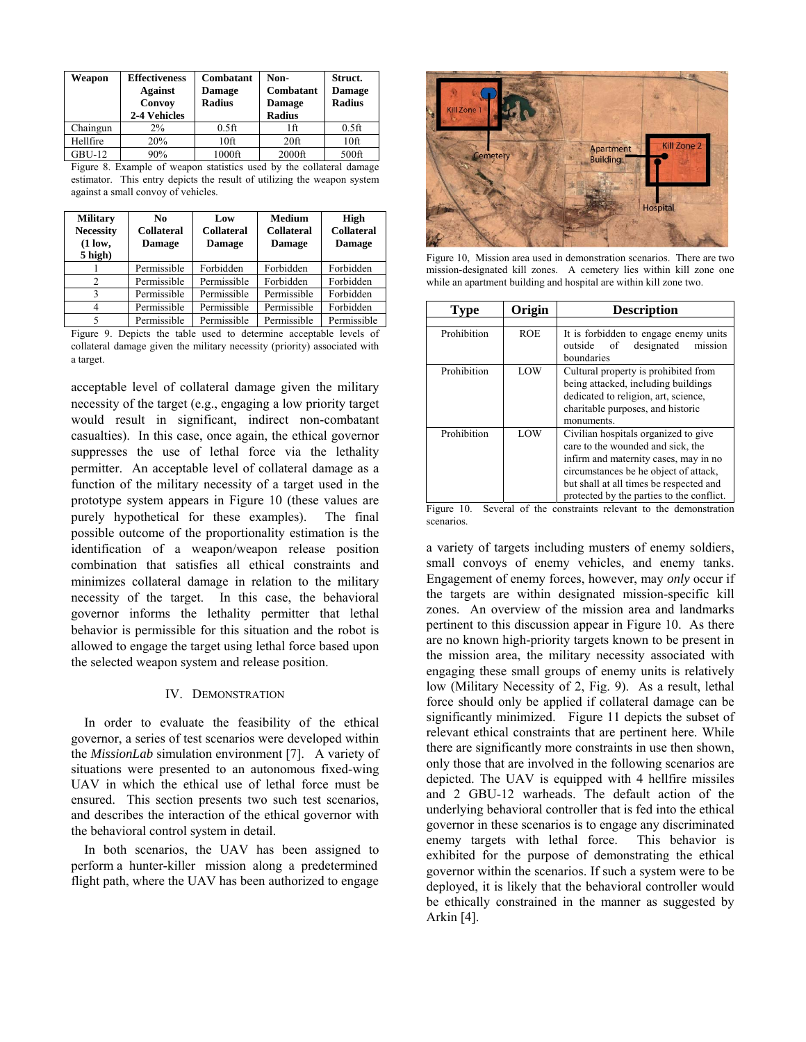| Weapon | Effectiveness Against Convoy 2-4 Vehicles | Combatant Damage Radius | Non-Combatant Damage Radius | Struct. Damage Radius |
|---|---|---|---|---|
| Chaingun | 2% | 0.5ft | 1ft | 0.5ft |
| Hellfire | 20% | 10ft | 20ft | 10ft |
| GBU-12 | 90% | 1000ft | 2000ft | 500ft |

Figure 8. Example of weapon statistics used by the collateral damage estimator. This entry depicts the result of utilizing the weapon system against a small convoy of vehicles.

| Military Necessity (1 low, 5 high) | No Collateral Damage | Low Collateral Damage | Medium Collateral Damage | High Collateral Damage |
|---|---|---|---|---|
| 1 | Permissible | Forbidden | Forbidden | Forbidden |
| 2 | Permissible | Permissible | Forbidden | Forbidden |
| 3 | Permissible | Permissible | Permissible | Forbidden |
| 4 | Permissible | Permissible | Permissible | Forbidden |
| 5 | Permissible | Permissible | Permissible | Permissible |

Figure 9. Depicts the table used to determine acceptable levels of collateral damage given the military necessity (priority) associated with a target.

acceptable level of collateral damage given the military necessity of the target (e.g., engaging a low priority target would result in significant, indirect non-combatant casualties). In this case, once again, the ethical governor suppresses the use of lethal force via the lethality permitter. An acceptable level of collateral damage as a function of the military necessity of a target used in the prototype system appears in Figure 10 (these values are purely hypothetical for these examples). The final possible outcome of the proportionality estimation is the identification of a weapon/weapon release position combination that satisfies all ethical constraints and minimizes collateral damage in relation to the military necessity of the target. In this case, the behavioral governor informs the lethality permitter that lethal behavior is permissible for this situation and the robot is allowed to engage the target using lethal force based upon the selected weapon system and release position.

## IV. Demonstration

In order to evaluate the feasibility of the ethical governor, a series of test scenarios were developed within the *MissionLab* simulation environment [7]. A variety of situations were presented to an autonomous fixed-wing UAV in which the ethical use of lethal force must be ensured. This section presents two such test scenarios, and describes the interaction of the ethical governor with the behavioral control system in detail.

In both scenarios, the UAV has been assigned to perform a hunter-killer mission along a predetermined flight path, where the UAV has been authorized to engage

Figure 10, Mission area used in demonstration scenarios. There are two mission-designated kill zones. A cemetery lies within kill zone one while an apartment building and hospital are within kill zone two.

| Type | Origin | Description |
|---|---|---|
| Prohibition | ROE | It is forbidden to engage enemy units outside of designated mission boundaries |
| Prohibition | LOW | Cultural property is prohibited from being attacked, including buildings dedicated to religion, art, science, charitable purposes, and historic monuments. |
| Prohibition | LOW | Civilian hospitals organized to give care to the wounded and sick, the infirm and maternity cases, may in no circumstances be he object of attack, but shall at all times be respected and protected by the parties to the conflict. |

Figure 10. Several of the constraints relevant to the demonstration scenarios.

a variety of targets including musters of enemy soldiers, small convoys of enemy vehicles, and enemy tanks. Engagement of enemy forces, however, may *only* occur if the targets are within designated mission-specific kill zones. An overview of the mission area and landmarks pertinent to this discussion appear in Figure 10. As there are no known high-priority targets known to be present in the mission area, the military necessity associated with engaging these small groups of enemy units is relatively low (Military Necessity of 2, Fig. 9). As a result, lethal force should only be applied if collateral damage can be significantly minimized. Figure 11 depicts the subset of relevant ethical constraints that are pertinent here. While there are significantly more constraints in use then shown, only those that are involved in the following scenarios are depicted. The UAV is equipped with 4 hellfire missiles and 2 GBU-12 warheads. The default action of the underlying behavioral controller that is fed into the ethical governor in these scenarios is to engage any discriminated enemy targets with lethal force. This behavior is exhibited for the purpose of demonstrating the ethical governor within the scenarios. If such a system were to be deployed, it is likely that the behavioral controller would be ethically constrained in the manner as suggested by Arkin [4].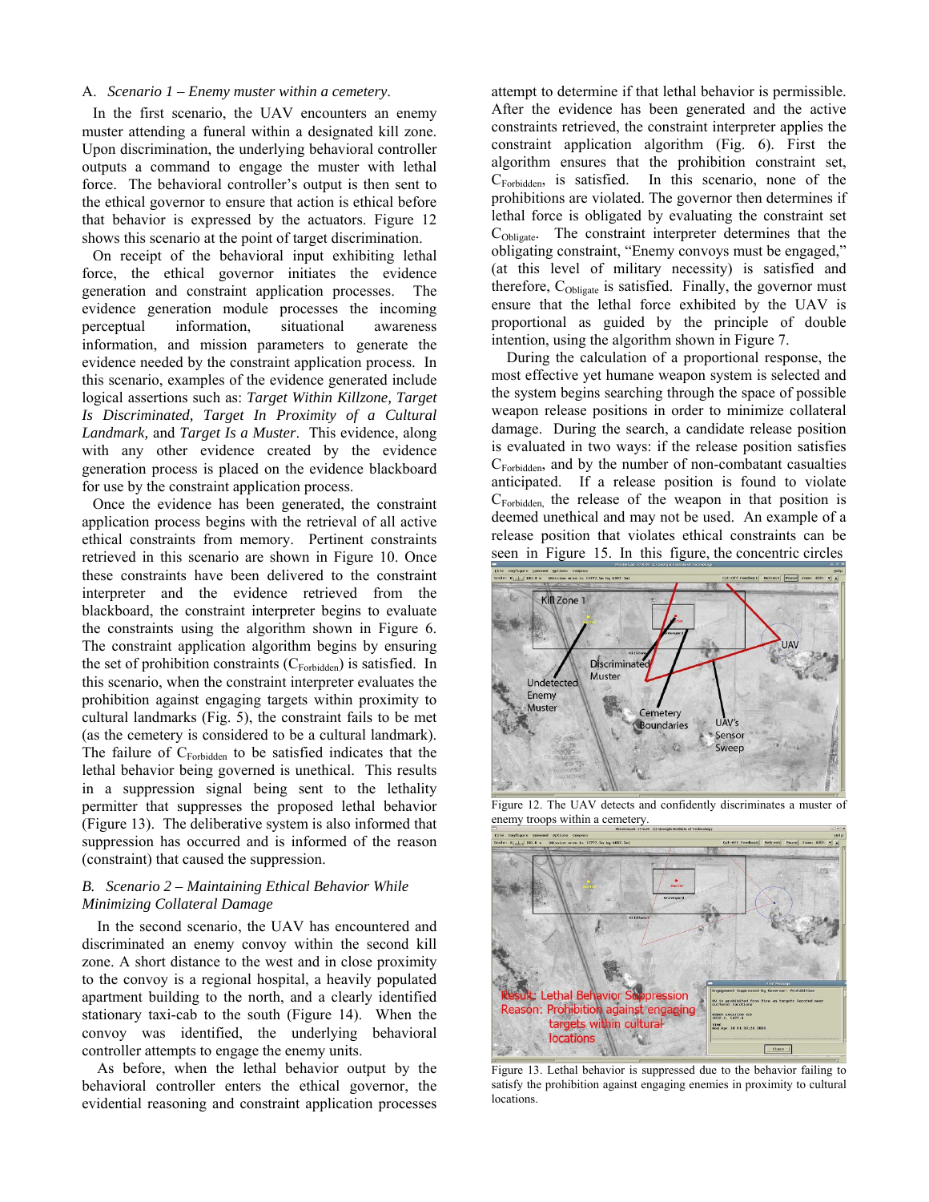### A. *Scenario 1 – Enemy muster within a cemetery*.

In the first scenario, the UAV encounters an enemy muster attending a funeral within a designated kill zone. Upon discrimination, the underlying behavioral controller outputs a command to engage the muster with lethal force. The behavioral controller's output is then sent to the ethical governor to ensure that action is ethical before that behavior is expressed by the actuators. Figure 12 shows this scenario at the point of target discrimination.

On receipt of the behavioral input exhibiting lethal force, the ethical governor initiates the evidence generation and constraint application processes. The evidence generation module processes the incoming perceptual information, situational awareness information, and mission parameters to generate the evidence needed by the constraint application process. In this scenario, examples of the evidence generated include logical assertions such as: *Target Within Killzone, Target Is Discriminated, Target In Proximity of a Cultural Landmark,* and *Target Is a Muster*. This evidence, along with any other evidence created by the evidence generation process is placed on the evidence blackboard for use by the constraint application process.

Once the evidence has been generated, the constraint application process begins with the retrieval of all active ethical constraints from memory. Pertinent constraints retrieved in this scenario are shown in Figure 10. Once these constraints have been delivered to the constraint interpreter and the evidence retrieved from the blackboard, the constraint interpreter begins to evaluate the constraints using the algorithm shown in Figure 6. The constraint application algorithm begins by ensuring the set of prohibition constraints ($C_{Forbidden}$) is satisfied. In this scenario, when the constraint interpreter evaluates the prohibition against engaging targets within proximity to cultural landmarks (Fig. 5), the constraint fails to be met (as the cemetery is considered to be a cultural landmark). The failure of $C_{Forbidden}$ to be satisfied indicates that the lethal behavior being governed is unethical. This results in a suppression signal being sent to the lethality permitter that suppresses the proposed lethal behavior (Figure 13). The deliberative system is also informed that suppression has occurred and is informed of the reason (constraint) that caused the suppression.

### B. *Scenario 2 – Maintaining Ethical Behavior While Minimizing Collateral Damage*

In the second scenario, the UAV has encountered and discriminated an enemy convoy within the second kill zone. A short distance to the west and in close proximity to the convoy is a regional hospital, a heavily populated apartment building to the north, and a clearly identified stationary taxi-cab to the south (Figure 14). When the convoy was identified, the underlying behavioral controller attempts to engage the enemy units.

As before, when the lethal behavior output by the behavioral controller enters the ethical governor, the evidential reasoning and constraint application processes attempt to determine if that lethal behavior is permissible. After the evidence has been generated and the active constraints retrieved, the constraint interpreter applies the constraint application algorithm (Fig. 6). First the algorithm ensures that the prohibition constraint set, $C_{Forbidden}$, is satisfied. In this scenario, none of the prohibitions are violated. The governor then determines if lethal force is obligated by evaluating the constraint set $C_{Obligate}$. The constraint interpreter determines that the obligating constraint, "Enemy convoys must be engaged," (at this level of military necessity) is satisfied and therefore, $C_{Obligate}$ is satisfied. Finally, the governor must ensure that the lethal force exhibited by the UAV is proportional as guided by the principle of double intention, using the algorithm shown in Figure 7.

During the calculation of a proportional response, the most effective yet humane weapon system is selected and the system begins searching through the space of possible weapon release positions in order to minimize collateral damage. During the search, a candidate release position is evaluated in two ways: if the release position satisfies $C_{Forbidden}$, and by the number of non-combatant casualties anticipated. If a release position is found to violate $C_{Forbidden,}$ the release of the weapon in that position is deemed unethical and may not be used. An example of a release position that violates ethical constraints can be seen in Figure 15. In this figure, the concentric circles

Figure 12. The UAV detects and confidently discriminates a muster of enemy troops within a cemetery.

Figure 13. Lethal behavior is suppressed due to the behavior failing to satisfy the prohibition against engaging enemies in proximity to cultural locations.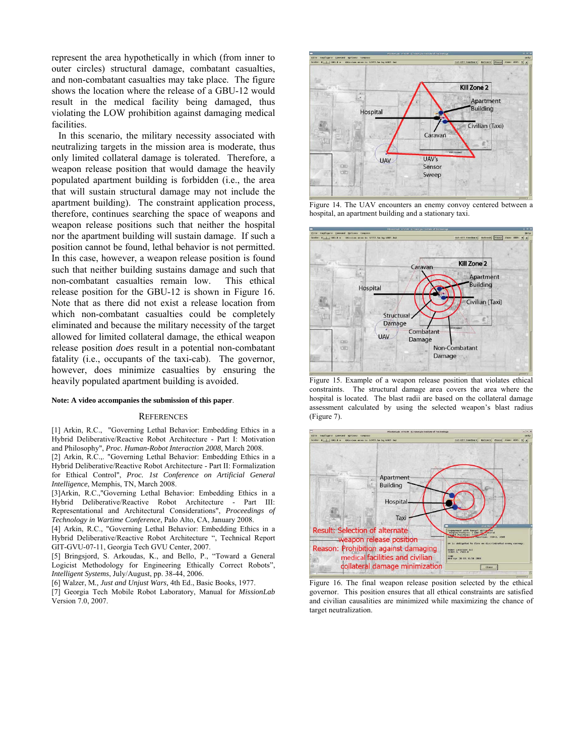represent the area hypothetically in which (from inner to outer circles) structural damage, combatant casualties, and non-combatant casualties may take place. The figure shows the location where the release of a GBU-12 would result in the medical facility being damaged, thus violating the LOW prohibition against damaging medical facilities.

In this scenario, the military necessity associated with neutralizing targets in the mission area is moderate, thus only limited collateral damage is tolerated. Therefore, a weapon release position that would damage the heavily populated apartment building is forbidden (i.e., the area that will sustain structural damage may not include the apartment building). The constraint application process, therefore, continues searching the space of weapons and weapon release positions such that neither the hospital nor the apartment building will sustain damage. If such a position cannot be found, lethal behavior is not permitted. In this case, however, a weapon release position is found such that neither building sustains damage and such that non-combatant casualties remain low. This ethical release position for the GBU-12 is shown in Figure 16. Note that as there did not exist a release location from which non-combatant casualties could be completely eliminated and because the military necessity of the target allowed for limited collateral damage, the ethical weapon release position *does* result in a potential non-combatant fatality (i.e., occupants of the taxi-cab). The governor, however, does minimize casualties by ensuring the heavily populated apartment building is avoided.

**Note: A video accompanies the submission of this paper**.

Kill Zone 2
Apartment Building
Hospital
Civilian (Taxi)
Caravan
UAV
UAV's Sensor Sweep

Figure 14. The UAV encounters an enemy convoy centered between a hospital, an apartment building and a stationary taxi.

Caravan
Kill Zone 2
Apartment Building
Hospital
Civilian (Taxi)
Structural Damage
UAV
Combatant Damage
Non-Combatant Damage

Figure 15. Example of a weapon release position that violates ethical constraints. The structural damage area covers the area where the hospital is located. The blast radii are based on the collateral damage assessment calculated by using the selected weapon's blast radius (Figure 7).

Apartment Building
Hospital
Taxi
Result: Selection of alternate weapon release position
Reason: Prohibition against damaging medical facilities and civilian collateral damage minimization

Figure 16. The final weapon release position selected by the ethical governor. This position ensures that all ethical constraints are satisfied and civilian causalities are minimized while maximizing the chance of target neutralization.

## References

[1] Arkin, R.C., "Governing Lethal Behavior: Embedding Ethics in a Hybrid Deliberative/Reactive Robot Architecture - Part I: Motivation and Philosophy", *Proc. Human-Robot Interaction 2008*, March 2008.

[2] Arkin, R.C.,. "Governing Lethal Behavior: Embedding Ethics in a Hybrid Deliberative/Reactive Robot Architecture - Part II: Formalization for Ethical Control", *Proc. 1st Conference on Artificial General Intelligence*, Memphis, TN, March 2008.

[3]Arkin, R.C.,"Governing Lethal Behavior: Embedding Ethics in a Hybrid Deliberative/Reactive Robot Architecture - Part III: Representational and Architectural Considerations", *Proceedings of Technology in Wartime Conference*, Palo Alto, CA, January 2008.

[4] Arkin, R.C., "Governing Lethal Behavior: Embedding Ethics in a Hybrid Deliberative/Reactive Robot Architecture ", Technical Report GIT-GVU-07-11, Georgia Tech GVU Center, 2007.

[5] Bringsjord, S. Arkoudas, K., and Bello, P., "Toward a General Logicist Methodology for Engineering Ethically Correct Robots", *Intelligent Systems*, July/August, pp. 38-44, 2006.

[6] Walzer, M., *Just and Unjust Wars*, 4th Ed., Basic Books, 1977.

[7] Georgia Tech Mobile Robot Laboratory, Manual for *MissionLab* Version 7.0, 2007.